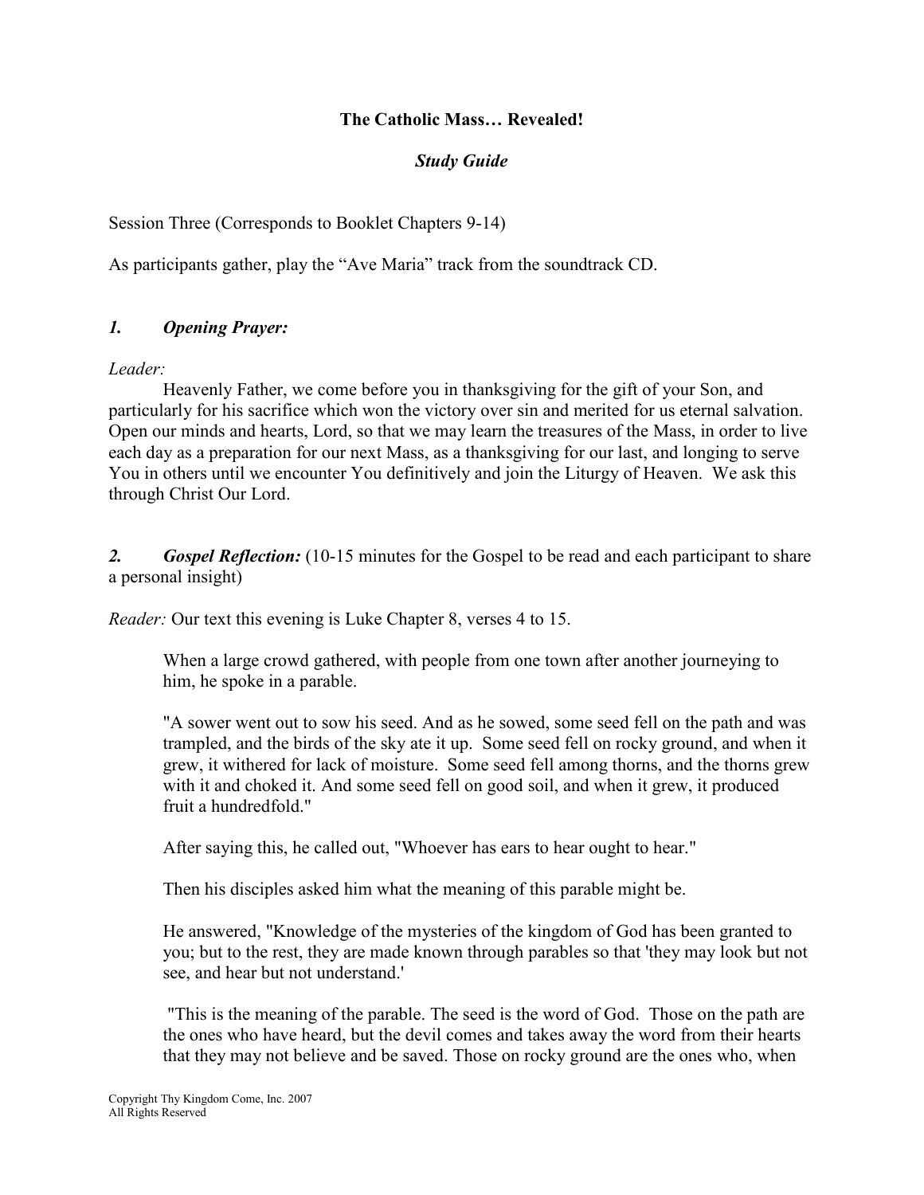**The Catholic Mass… Revealed!**

***Study Guide***

Session Three (Corresponds to Booklet Chapters 9-14)

As participants gather, play the "Ave Maria" track from the soundtrack CD.

### *1. Opening Prayer:*

*Leader:*

Heavenly Father, we come before you in thanksgiving for the gift of your Son, and particularly for his sacrifice which won the victory over sin and merited for us eternal salvation. Open our minds and hearts, Lord, so that we may learn the treasures of the Mass, in order to live each day as a preparation for our next Mass, as a thanksgiving for our last, and longing to serve You in others until we encounter You definitively and join the Liturgy of Heaven. We ask this through Christ Our Lord.

***2. Gospel Reflection:*** (10-15 minutes for the Gospel to be read and each participant to share a personal insight)

*Reader:* Our text this evening is Luke Chapter 8, verses 4 to 15.

> When a large crowd gathered, with people from one town after another journeying to him, he spoke in a parable.
>
> "A sower went out to sow his seed. And as he sowed, some seed fell on the path and was trampled, and the birds of the sky ate it up. Some seed fell on rocky ground, and when it grew, it withered for lack of moisture. Some seed fell among thorns, and the thorns grew with it and choked it. And some seed fell on good soil, and when it grew, it produced fruit a hundredfold."
>
> After saying this, he called out, "Whoever has ears to hear ought to hear."
>
> Then his disciples asked him what the meaning of this parable might be.
>
> He answered, "Knowledge of the mysteries of the kingdom of God has been granted to you; but to the rest, they are made known through parables so that 'they may look but not see, and hear but not understand.'
>
> "This is the meaning of the parable. The seed is the word of God. Those on the path are the ones who have heard, but the devil comes and takes away the word from their hearts that they may not believe and be saved. Those on rocky ground are the ones who, when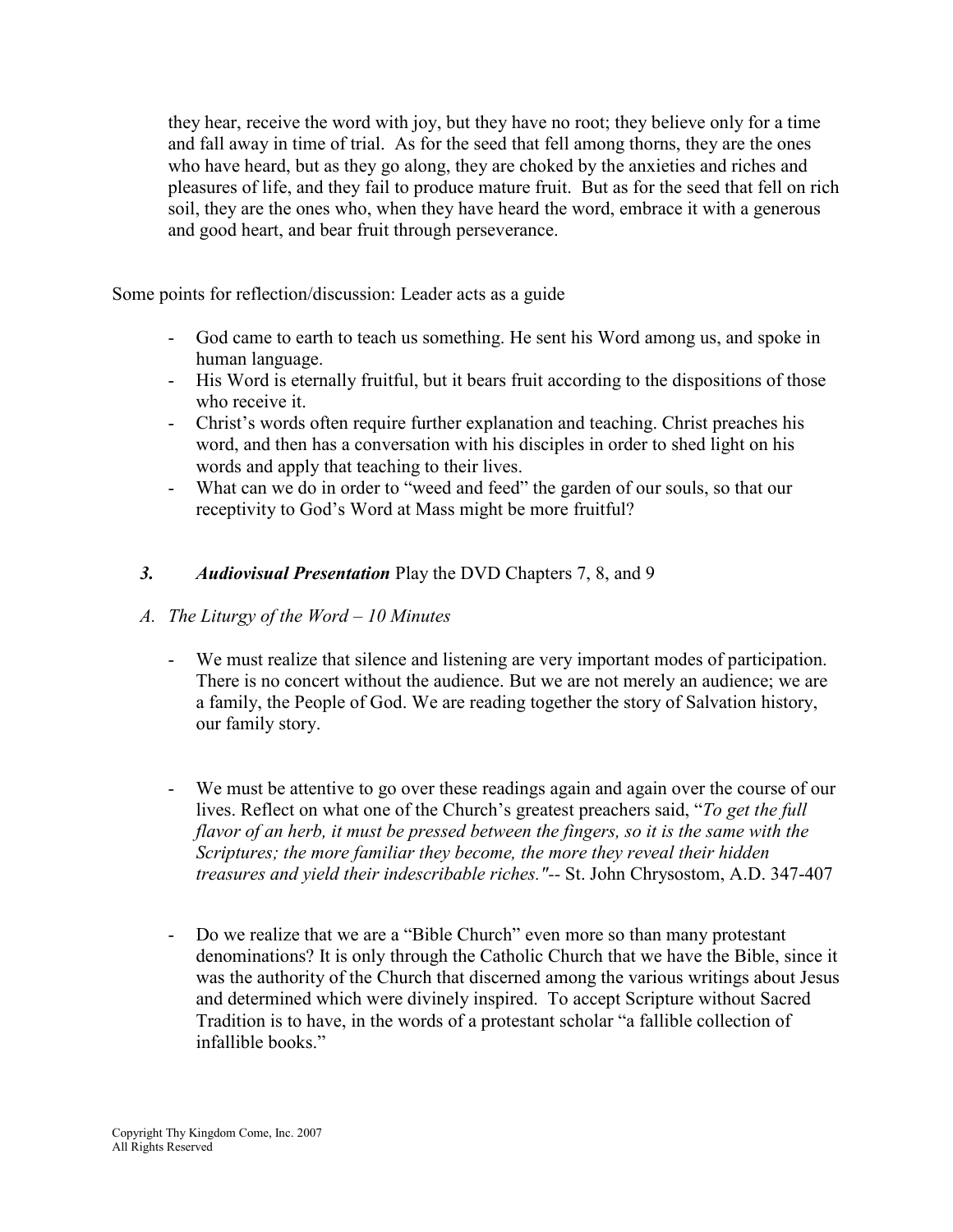they hear, receive the word with joy, but they have no root; they believe only for a time and fall away in time of trial. As for the seed that fell among thorns, they are the ones who have heard, but as they go along, they are choked by the anxieties and riches and pleasures of life, and they fail to produce mature fruit. But as for the seed that fell on rich soil, they are the ones who, when they have heard the word, embrace it with a generous and good heart, and bear fruit through perseverance.

Some points for reflection/discussion: Leader acts as a guide

- God came to earth to teach us something. He sent his Word among us, and spoke in human language.
- His Word is eternally fruitful, but it bears fruit according to the dispositions of those who receive it.
- Christ's words often require further explanation and teaching. Christ preaches his word, and then has a conversation with his disciples in order to shed light on his words and apply that teaching to their lives.
- What can we do in order to "weed and feed" the garden of our souls, so that our receptivity to God's Word at Mass might be more fruitful?

### *3. Audiovisual Presentation* Play the DVD Chapters 7, 8, and 9

#### *A. The Liturgy of the Word – 10 Minutes*

- We must realize that silence and listening are very important modes of participation. There is no concert without the audience. But we are not merely an audience; we are a family, the People of God. We are reading together the story of Salvation history, our family story.

- We must be attentive to go over these readings again and again over the course of our lives. Reflect on what one of the Church's greatest preachers said, "*To get the full flavor of an herb, it must be pressed between the fingers, so it is the same with the Scriptures; the more familiar they become, the more they reveal their hidden treasures and yield their indescribable riches."*-- St. John Chrysostom, A.D. 347-407

- Do we realize that we are a "Bible Church" even more so than many protestant denominations? It is only through the Catholic Church that we have the Bible, since it was the authority of the Church that discerned among the various writings about Jesus and determined which were divinely inspired. To accept Scripture without Sacred Tradition is to have, in the words of a protestant scholar "a fallible collection of infallible books."

Copyright Thy Kingdom Come, Inc. 2007
All Rights Reserved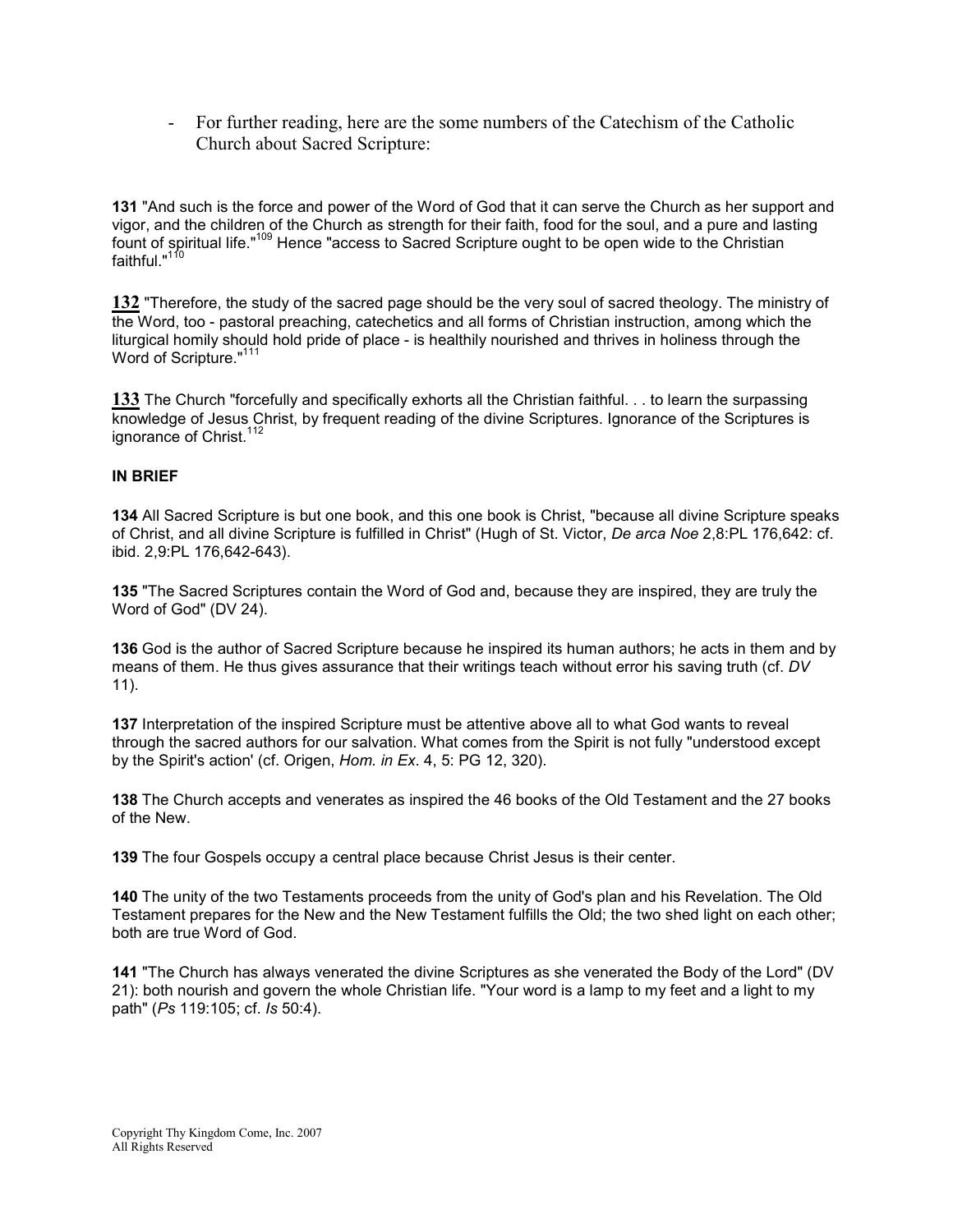- For further reading, here are the some numbers of the Catechism of the Catholic Church about Sacred Scripture:

**131** "And such is the force and power of the Word of God that it can serve the Church as her support and vigor, and the children of the Church as strength for their faith, food for the soul, and a pure and lasting fount of spiritual life."[109] Hence "access to Sacred Scripture ought to be open wide to the Christian faithful."[110]

**132** "Therefore, the study of the sacred page should be the very soul of sacred theology. The ministry of the Word, too - pastoral preaching, catechetics and all forms of Christian instruction, among which the liturgical homily should hold pride of place - is healthily nourished and thrives in holiness through the Word of Scripture."[111]

**133** The Church "forcefully and specifically exhorts all the Christian faithful. . . to learn the surpassing knowledge of Jesus Christ, by frequent reading of the divine Scriptures. Ignorance of the Scriptures is ignorance of Christ.[112]

**IN BRIEF**

**134** All Sacred Scripture is but one book, and this one book is Christ, "because all divine Scripture speaks of Christ, and all divine Scripture is fulfilled in Christ" (Hugh of St. Victor, *De arca Noe* 2,8:PL 176,642: cf. ibid. 2,9:PL 176,642-643).

**135** "The Sacred Scriptures contain the Word of God and, because they are inspired, they are truly the Word of God" (DV 24).

**136** God is the author of Sacred Scripture because he inspired its human authors; he acts in them and by means of them. He thus gives assurance that their writings teach without error his saving truth (cf. *DV* 11).

**137** Interpretation of the inspired Scripture must be attentive above all to what God wants to reveal through the sacred authors for our salvation. What comes from the Spirit is not fully "understood except by the Spirit's action' (cf. Origen, *Hom. in Ex*. 4, 5: PG 12, 320).

**138** The Church accepts and venerates as inspired the 46 books of the Old Testament and the 27 books of the New.

**139** The four Gospels occupy a central place because Christ Jesus is their center.

**140** The unity of the two Testaments proceeds from the unity of God's plan and his Revelation. The Old Testament prepares for the New and the New Testament fulfills the Old; the two shed light on each other; both are true Word of God.

**141** "The Church has always venerated the divine Scriptures as she venerated the Body of the Lord" (DV 21): both nourish and govern the whole Christian life. "Your word is a lamp to my feet and a light to my path" (*Ps* 119:105; cf. *Is* 50:4).

Copyright Thy Kingdom Come, Inc. 2007
All Rights Reserved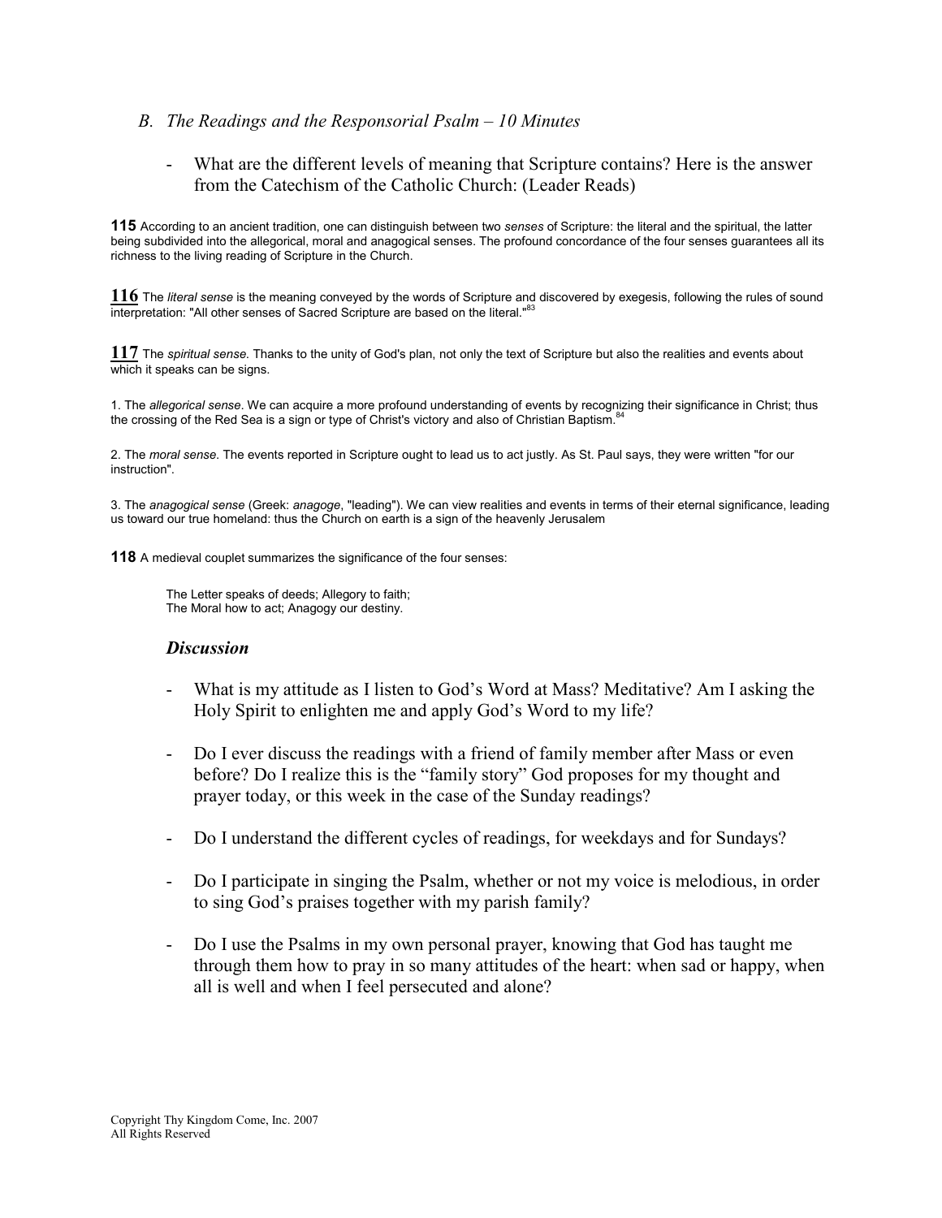### *B. The Readings and the Responsorial Psalm – 10 Minutes*

- What are the different levels of meaning that Scripture contains? Here is the answer from the Catechism of the Catholic Church: (Leader Reads)

**115** According to an ancient tradition, one can distinguish between two *senses* of Scripture: the literal and the spiritual, the latter being subdivided into the allegorical, moral and anagogical senses. The profound concordance of the four senses guarantees all its richness to the living reading of Scripture in the Church.

**116** The *literal sense* is the meaning conveyed by the words of Scripture and discovered by exegesis, following the rules of sound interpretation: "All other senses of Sacred Scripture are based on the literal."[83]

**117** The *spiritual sense*. Thanks to the unity of God's plan, not only the text of Scripture but also the realities and events about which it speaks can be signs.

1. The *allegorical sense*. We can acquire a more profound understanding of events by recognizing their significance in Christ; thus the crossing of the Red Sea is a sign or type of Christ's victory and also of Christian Baptism.[84]

2. The *moral sense*. The events reported in Scripture ought to lead us to act justly. As St. Paul says, they were written "for our instruction".

3. The *anagogical sense* (Greek: *anagoge*, "leading"). We can view realities and events in terms of their eternal significance, leading us toward our true homeland: thus the Church on earth is a sign of the heavenly Jerusalem

**118** A medieval couplet summarizes the significance of the four senses:

> The Letter speaks of deeds; Allegory to faith;
> The Moral how to act; Anagogy our destiny.

#### ***Discussion***

- What is my attitude as I listen to God's Word at Mass? Meditative? Am I asking the Holy Spirit to enlighten me and apply God's Word to my life?
- Do I ever discuss the readings with a friend of family member after Mass or even before? Do I realize this is the "family story" God proposes for my thought and prayer today, or this week in the case of the Sunday readings?
- Do I understand the different cycles of readings, for weekdays and for Sundays?
- Do I participate in singing the Psalm, whether or not my voice is melodious, in order to sing God's praises together with my parish family?
- Do I use the Psalms in my own personal prayer, knowing that God has taught me through them how to pray in so many attitudes of the heart: when sad or happy, when all is well and when I feel persecuted and alone?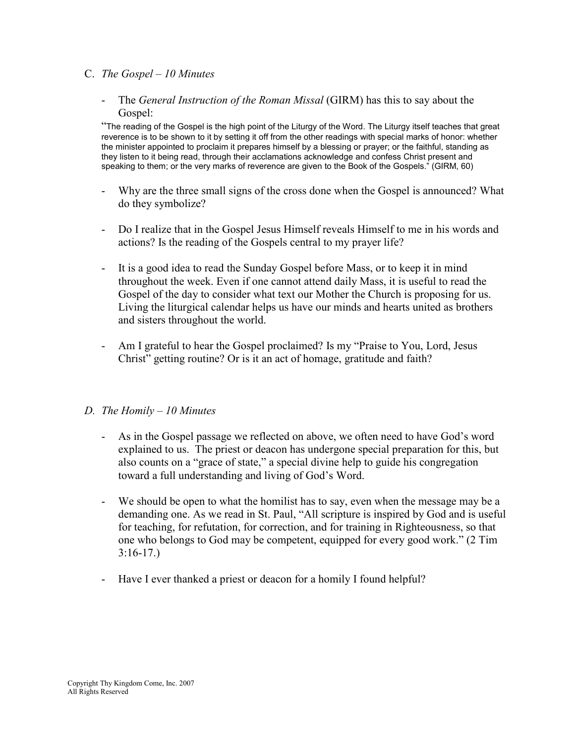## C. *The Gospel – 10 Minutes*

- The *General Instruction of the Roman Missal* (GIRM) has this to say about the Gospel:

"The reading of the Gospel is the high point of the Liturgy of the Word. The Liturgy itself teaches that great reverence is to be shown to it by setting it off from the other readings with special marks of honor: whether the minister appointed to proclaim it prepares himself by a blessing or prayer; or the faithful, standing as they listen to it being read, through their acclamations acknowledge and confess Christ present and speaking to them; or the very marks of reverence are given to the Book of the Gospels." (GIRM, 60)

- Why are the three small signs of the cross done when the Gospel is announced? What do they symbolize?

- Do I realize that in the Gospel Jesus Himself reveals Himself to me in his words and actions? Is the reading of the Gospels central to my prayer life?

- It is a good idea to read the Sunday Gospel before Mass, or to keep it in mind throughout the week. Even if one cannot attend daily Mass, it is useful to read the Gospel of the day to consider what text our Mother the Church is proposing for us. Living the liturgical calendar helps us have our minds and hearts united as brothers and sisters throughout the world.

- Am I grateful to hear the Gospel proclaimed? Is my "Praise to You, Lord, Jesus Christ" getting routine? Or is it an act of homage, gratitude and faith?

## D. *The Homily – 10 Minutes*

- As in the Gospel passage we reflected on above, we often need to have God's word explained to us. The priest or deacon has undergone special preparation for this, but also counts on a "grace of state," a special divine help to guide his congregation toward a full understanding and living of God's Word.

- We should be open to what the homilist has to say, even when the message may be a demanding one. As we read in St. Paul, "All scripture is inspired by God and is useful for teaching, for refutation, for correction, and for training in Righteousness, so that one who belongs to God may be competent, equipped for every good work." (2 Tim 3:16-17.)

- Have I ever thanked a priest or deacon for a homily I found helpful?

Copyright Thy Kingdom Come, Inc. 2007
All Rights Reserved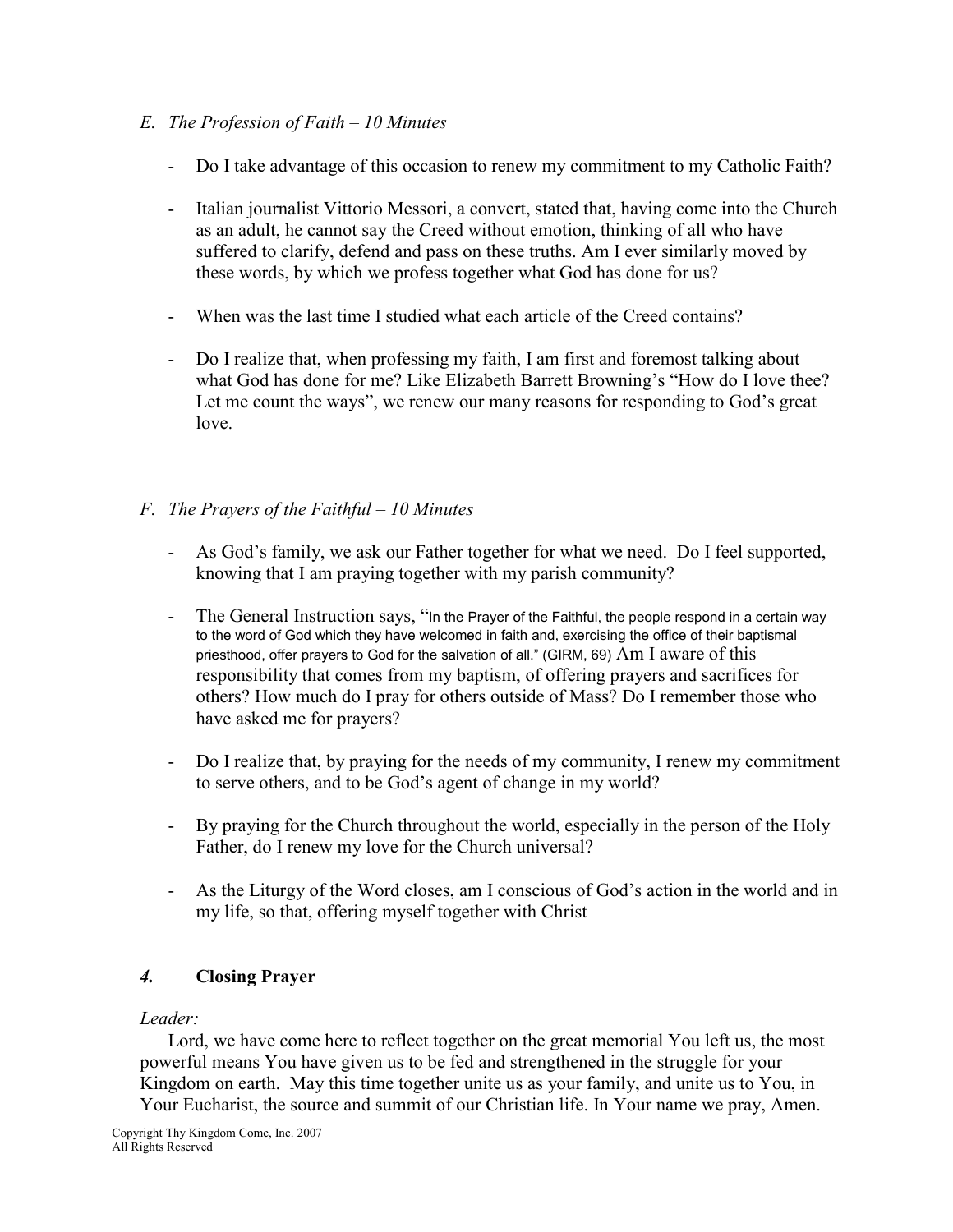*E. The Profession of Faith – 10 Minutes*

- Do I take advantage of this occasion to renew my commitment to my Catholic Faith?

- Italian journalist Vittorio Messori, a convert, stated that, having come into the Church as an adult, he cannot say the Creed without emotion, thinking of all who have suffered to clarify, defend and pass on these truths. Am I ever similarly moved by these words, by which we profess together what God has done for us?

- When was the last time I studied what each article of the Creed contains?

- Do I realize that, when professing my faith, I am first and foremost talking about what God has done for me? Like Elizabeth Barrett Browning's "How do I love thee? Let me count the ways", we renew our many reasons for responding to God's great love.

*F. The Prayers of the Faithful – 10 Minutes*

- As God's family, we ask our Father together for what we need. Do I feel supported, knowing that I am praying together with my parish community?

- The General Instruction says, "In the Prayer of the Faithful, the people respond in a certain way to the word of God which they have welcomed in faith and, exercising the office of their baptismal priesthood, offer prayers to God for the salvation of all." (GIRM, 69) Am I aware of this responsibility that comes from my baptism, of offering prayers and sacrifices for others? How much do I pray for others outside of Mass? Do I remember those who have asked me for prayers?

- Do I realize that, by praying for the needs of my community, I renew my commitment to serve others, and to be God's agent of change in my world?

- By praying for the Church throughout the world, especially in the person of the Holy Father, do I renew my love for the Church universal?

- As the Liturgy of the Word closes, am I conscious of God's action in the world and in my life, so that, offering myself together with Christ

## *4.* Closing Prayer

*Leader:*

Lord, we have come here to reflect together on the great memorial You left us, the most powerful means You have given us to be fed and strengthened in the struggle for your Kingdom on earth. May this time together unite us as your family, and unite us to You, in Your Eucharist, the source and summit of our Christian life. In Your name we pray, Amen.

Copyright Thy Kingdom Come, Inc. 2007
All Rights Reserved